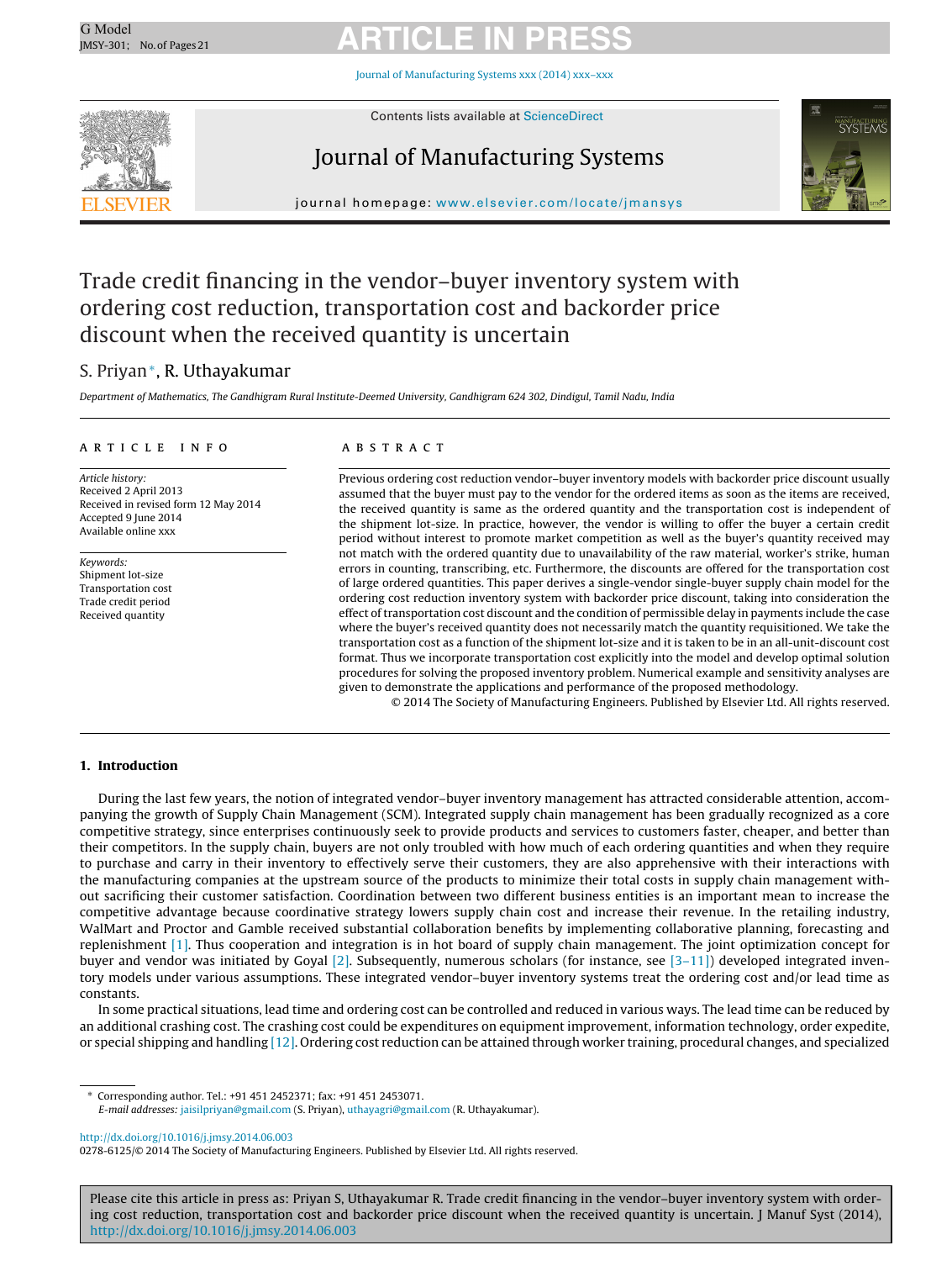# Trade credit financing in the vendor–buyer inventory system with ordering cost reduction, transportation cost and backorder price discount when the received quantity is uncertain

S. Priyan*, R. Uthayakumar

*Department of Mathematics, The Gandhigram Rural Institute-Deemed University, Gandhigram 624 302, Dindigul, Tamil Nadu, India*

## ARTICLE INFO

*Article history:*
Received 2 April 2013
Received in revised form 12 May 2014
Accepted 9 June 2014
Available online xxx

*Keywords:*
Shipment lot-size
Transportation cost
Trade credit period
Received quantity

## ABSTRACT

Previous ordering cost reduction vendor–buyer inventory models with backorder price discount usually assumed that the buyer must pay to the vendor for the ordered items as soon as the items are received, the received quantity is same as the ordered quantity and the transportation cost is independent of the shipment lot-size. In practice, however, the vendor is willing to offer the buyer a certain credit period without interest to promote market competition as well as the buyer's quantity received may not match with the ordered quantity due to unavailability of the raw material, worker's strike, human errors in counting, transcribing, etc. Furthermore, the discounts are offered for the transportation cost of large ordered quantities. This paper derives a single-vendor single-buyer supply chain model for the ordering cost reduction inventory system with backorder price discount, taking into consideration the effect of transportation cost discount and the condition of permissible delay in payments include the case where the buyer's received quantity does not necessarily match the quantity requisitioned. We take the transportation cost as a function of the shipment lot-size and it is taken to be in an all-unit-discount cost format. Thus we incorporate transportation cost explicitly into the model and develop optimal solution procedures for solving the proposed inventory problem. Numerical example and sensitivity analyses are given to demonstrate the applications and performance of the proposed methodology.

© 2014 The Society of Manufacturing Engineers. Published by Elsevier Ltd. All rights reserved.

## 1. Introduction

During the last few years, the notion of integrated vendor–buyer inventory management has attracted considerable attention, accompanying the growth of Supply Chain Management (SCM). Integrated supply chain management has been gradually recognized as a core competitive strategy, since enterprises continuously seek to provide products and services to customers faster, cheaper, and better than their competitors. In the supply chain, buyers are not only troubled with how much of each ordering quantities and when they require to purchase and carry in their inventory to effectively serve their customers, they are also apprehensive with their interactions with the manufacturing companies at the upstream source of the products to minimize their total costs in supply chain management without sacrificing their customer satisfaction. Coordination between two different business entities is an important mean to increase the competitive advantage because coordinative strategy lowers supply chain cost and increase their revenue. In the retailing industry, WalMart and Proctor and Gamble received substantial collaboration benefits by implementing collaborative planning, forecasting and replenishment [1]. Thus cooperation and integration is in hot board of supply chain management. The joint optimization concept for buyer and vendor was initiated by Goyal [2]. Subsequently, numerous scholars (for instance, see [3–11]) developed integrated inventory models under various assumptions. These integrated vendor–buyer inventory systems treat the ordering cost and/or lead time as constants.

In some practical situations, lead time and ordering cost can be controlled and reduced in various ways. The lead time can be reduced by an additional crashing cost. The crashing cost could be expenditures on equipment improvement, information technology, order expedite, or special shipping and handling [12]. Ordering cost reduction can be attained through worker training, procedural changes, and specialized

* Corresponding author. Tel.: +91 451 2452371; fax: +91 451 2453071.
*E-mail addresses:* jaisilpriyan@gmail.com (S. Priyan), uthayagri@gmail.com (R. Uthayakumar).

http://dx.doi.org/10.1016/j.jmsy.2014.06.003
0278-6125/© 2014 The Society of Manufacturing Engineers. Published by Elsevier Ltd. All rights reserved.

Please cite this article in press as: Priyan S, Uthayakumar R. Trade credit financing in the vendor–buyer inventory system with ordering cost reduction, transportation cost and backorder price discount when the received quantity is uncertain. J Manuf Syst (2014), http://dx.doi.org/10.1016/j.jmsy.2014.06.003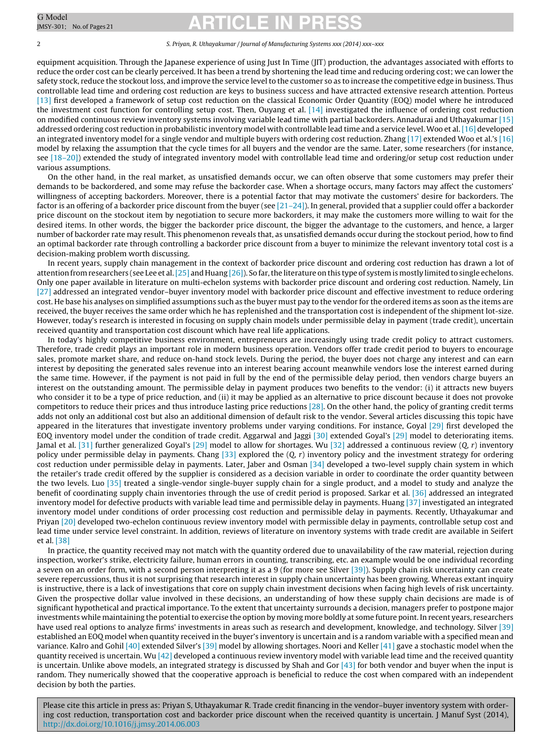equipment acquisition. Through the Japanese experience of using Just In Time (JIT) production, the advantages associated with efforts to reduce the order cost can be clearly perceived. It has been a trend by shortening the lead time and reducing ordering cost; we can lower the safety stock, reduce the stockout loss, and improve the service level to the customer so as to increase the competitive edge in business. Thus controllable lead time and ordering cost reduction are keys to business success and have attracted extensive research attention. Porteus [13] first developed a framework of setup cost reduction on the classical Economic Order Quantity (EOQ) model where he introduced the investment cost function for controlling setup cost. Then, Ouyang et al. [14] investigated the influence of ordering cost reduction on modified continuous review inventory systems involving variable lead time with partial backorders. Annadurai and Uthayakumar [15] addressed ordering cost reduction in probabilistic inventory model with controllable lead time and a service level. Woo et al. [16] developed an integrated inventory model for a single vendor and multiple buyers with ordering cost reduction. Zhang [17] extended Woo et al.'s [16] model by relaxing the assumption that the cycle times for all buyers and the vendor are the same. Later, some researchers (for instance, see [18–20]) extended the study of integrated inventory model with controllable lead time and ordering/or setup cost reduction under various assumptions.

On the other hand, in the real market, as unsatisfied demands occur, we can often observe that some customers may prefer their demands to be backordered, and some may refuse the backorder case. When a shortage occurs, many factors may affect the customers' willingness of accepting backorders. Moreover, there is a potential factor that may motivate the customers' desire for backorders. The factor is an offering of a backorder price discount from the buyer (see [21–24]). In general, provided that a supplier could offer a backorder price discount on the stockout item by negotiation to secure more backorders, it may make the customers more willing to wait for the desired items. In other words, the bigger the backorder price discount, the bigger the advantage to the customers, and hence, a larger number of backorder rate may result. This phenomenon reveals that, as unsatisfied demands occur during the stockout period, how to find an optimal backorder rate through controlling a backorder price discount from a buyer to minimize the relevant inventory total cost is a decision-making problem worth discussing.

In recent years, supply chain management in the context of backorder price discount and ordering cost reduction has drawn a lot of attention from researchers (see Lee et al. [25] and Huang [26]). So far, the literature on this type of system is mostly limited to single echelons. Only one paper available in literature on multi-echelon systems with backorder price discount and ordering cost reduction. Namely, Lin [27] addressed an integrated vendor–buyer inventory model with backorder price discount and effective investment to reduce ordering cost. He base his analyses on simplified assumptions such as the buyer must pay to the vendor for the ordered items as soon as the items are received, the buyer receives the same order which he has replenished and the transportation cost is independent of the shipment lot-size. However, today's research is interested in focusing on supply chain models under permissible delay in payment (trade credit), uncertain received quantity and transportation cost discount which have real life applications.

In today's highly competitive business environment, entrepreneurs are increasingly using trade credit policy to attract customers. Therefore, trade credit plays an important role in modern business operation. Vendors offer trade credit period to buyers to encourage sales, promote market share, and reduce on-hand stock levels. During the period, the buyer does not charge any interest and can earn interest by depositing the generated sales revenue into an interest bearing account meanwhile vendors lose the interest earned during the same time. However, if the payment is not paid in full by the end of the permissible delay period, then vendors charge buyers an interest on the outstanding amount. The permissible delay in payment produces two benefits to the vendor: (i) it attracts new buyers who consider it to be a type of price reduction, and (ii) it may be applied as an alternative to price discount because it does not provoke competitors to reduce their prices and thus introduce lasting price reductions [28]. On the other hand, the policy of granting credit terms adds not only an additional cost but also an additional dimension of default risk to the vendor. Several articles discussing this topic have appeared in the literatures that investigate inventory problems under varying conditions. For instance, Goyal [29] first developed the EOQ inventory model under the condition of trade credit. Aggarwal and Jaggi [30] extended Goyal's [29] model to deteriorating items. Jamal et al. [31] further generalized Goyal's [29] model to allow for shortages. Wu [32] addressed a continuous review ($Q$, $r$) inventory policy under permissible delay in payments. Chang [33] explored the ($Q$, $r$) inventory policy and the investment strategy for ordering cost reduction under permissible delay in payments. Later, Jaber and Osman [34] developed a two-level supply chain system in which the retailer's trade credit offered by the supplier is considered as a decision variable in order to coordinate the order quantity between the two levels. Luo [35] treated a single-vendor single-buyer supply chain for a single product, and a model to study and analyze the benefit of coordinating supply chain inventories through the use of credit period is proposed. Sarkar et al. [36] addressed an integrated inventory model for defective products with variable lead time and permissible delay in payments. Huang [37] investigated an integrated inventory model under conditions of order processing cost reduction and permissible delay in payments. Recently, Uthayakumar and Priyan [20] developed two-echelon continuous review inventory model with permissible delay in payments, controllable setup cost and lead time under service level constraint. In addition, reviews of literature on inventory systems with trade credit are available in Seifert et al. [38]

In practice, the quantity received may not match with the quantity ordered due to unavailability of the raw material, rejection during inspection, worker's strike, electricity failure, human errors in counting, transcribing, etc. an example would be one individual recording a seven on an order form, with a second person interpreting it as a 9 (for more see Silver [39]). Supply chain risk uncertainty can create severe repercussions, thus it is not surprising that research interest in supply chain uncertainty has been growing. Whereas extant inquiry is instructive, there is a lack of investigations that core on supply chain investment decisions when facing high levels of risk uncertainty. Given the prospective dollar value involved in these decisions, an understanding of how these supply chain decisions are made is of significant hypothetical and practical importance. To the extent that uncertainty surrounds a decision, managers prefer to postpone major investments while maintaining the potential to exercise the option by moving more boldly at some future point. In recent years, researchers have used real options to analyze firms' investments in areas such as research and development, knowledge, and technology. Silver [39] established an EOQ model when quantity received in the buyer's inventory is uncertain and is a random variable with a specified mean and variance. Kalro and Gohil [40] extended Silver's [39] model by allowing shortages. Noori and Keller [41] gave a stochastic model when the quantity received is uncertain. Wu [42] developed a continuous review inventory model with variable lead time and the received quantity is uncertain. Unlike above models, an integrated strategy is discussed by Shah and Gor [43] for both vendor and buyer when the input is random. They numerically showed that the cooperative approach is beneficial to reduce the cost when compared with an independent decision by both the parties.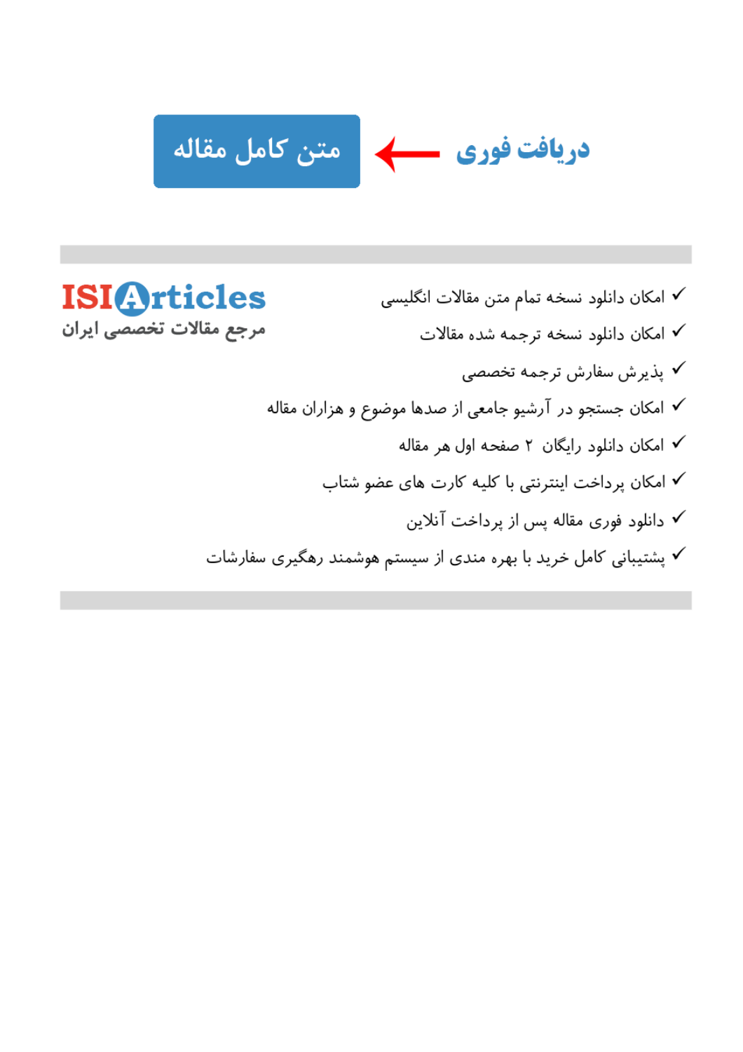دریافت فوری ← متن کامل مقاله

**ISIArticles**
مرجع مقالات تخصصی ایران

- ✓ امکان دانلود نسخه تمام متن مقالات انگلیسی
- ✓ امکان دانلود نسخه ترجمه شده مقالات
- ✓ پذیرش سفارش ترجمه تخصصی
- ✓ امکان جستجو در آرشیو جامعی از صدها موضوع و هزاران مقاله
- ✓ امکان دانلود رایگان ۲ صفحه اول هر مقاله
- ✓ امکان پرداخت اینترنتی با کلیه کارت های عضو شتاب
- ✓ دانلود فوری مقاله پس از پرداخت آنلاین
- ✓ پشتیبانی کامل خرید با بهره مندی از سیستم هوشمند رهگیری سفارشات